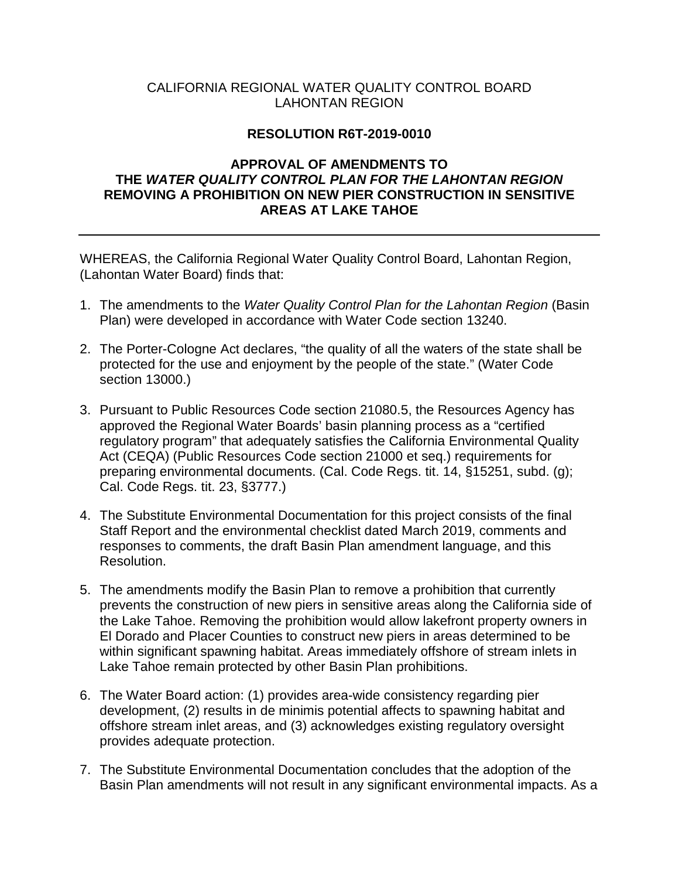CALIFORNIA REGIONAL WATER QUALITY CONTROL BOARD
LAHONTAN REGION

# RESOLUTION R6T-2019-0010

## APPROVAL OF AMENDMENTS TO THE *WATER QUALITY CONTROL PLAN FOR THE LAHONTAN REGION* REMOVING A PROHIBITION ON NEW PIER CONSTRUCTION IN SENSITIVE AREAS AT LAKE TAHOE

---

WHEREAS, the California Regional Water Quality Control Board, Lahontan Region, (Lahontan Water Board) finds that:

1. The amendments to the *Water Quality Control Plan for the Lahontan Region* (Basin Plan) were developed in accordance with Water Code section 13240.

2. The Porter-Cologne Act declares, "the quality of all the waters of the state shall be protected for the use and enjoyment by the people of the state." (Water Code section 13000.)

3. Pursuant to Public Resources Code section 21080.5, the Resources Agency has approved the Regional Water Boards' basin planning process as a "certified regulatory program" that adequately satisfies the California Environmental Quality Act (CEQA) (Public Resources Code section 21000 et seq.) requirements for preparing environmental documents. (Cal. Code Regs. tit. 14, §15251, subd. (g); Cal. Code Regs. tit. 23, §3777.)

4. The Substitute Environmental Documentation for this project consists of the final Staff Report and the environmental checklist dated March 2019, comments and responses to comments, the draft Basin Plan amendment language, and this Resolution.

5. The amendments modify the Basin Plan to remove a prohibition that currently prevents the construction of new piers in sensitive areas along the California side of the Lake Tahoe. Removing the prohibition would allow lakefront property owners in El Dorado and Placer Counties to construct new piers in areas determined to be within significant spawning habitat. Areas immediately offshore of stream inlets in Lake Tahoe remain protected by other Basin Plan prohibitions.

6. The Water Board action: (1) provides area-wide consistency regarding pier development, (2) results in de minimis potential affects to spawning habitat and offshore stream inlet areas, and (3) acknowledges existing regulatory oversight provides adequate protection.

7. The Substitute Environmental Documentation concludes that the adoption of the Basin Plan amendments will not result in any significant environmental impacts. As a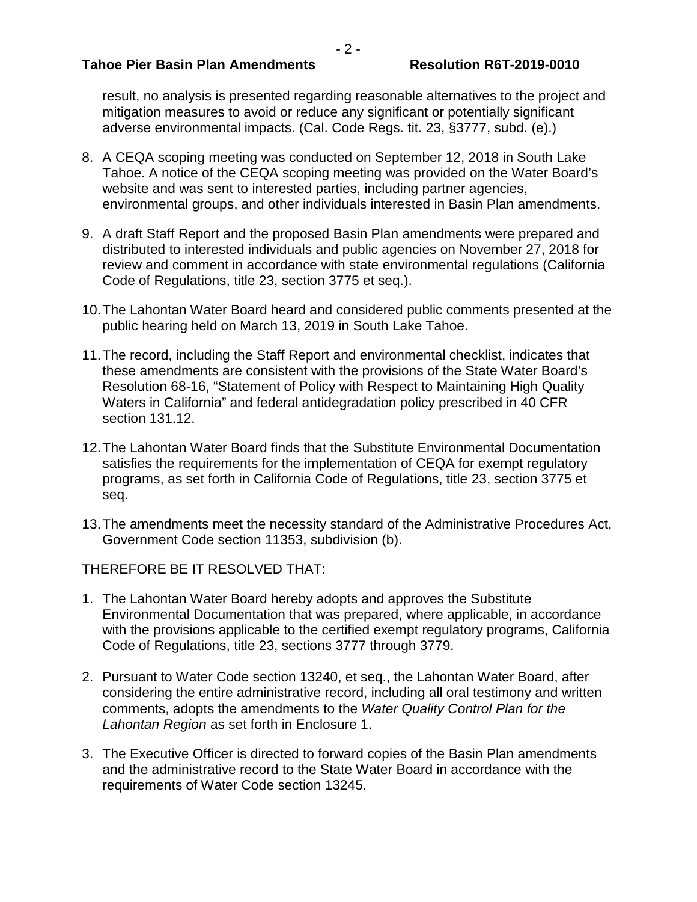result, no analysis is presented regarding reasonable alternatives to the project and mitigation measures to avoid or reduce any significant or potentially significant adverse environmental impacts. (Cal. Code Regs. tit. 23, §3777, subd. (e).)

8. A CEQA scoping meeting was conducted on September 12, 2018 in South Lake Tahoe. A notice of the CEQA scoping meeting was provided on the Water Board's website and was sent to interested parties, including partner agencies, environmental groups, and other individuals interested in Basin Plan amendments.

9. A draft Staff Report and the proposed Basin Plan amendments were prepared and distributed to interested individuals and public agencies on November 27, 2018 for review and comment in accordance with state environmental regulations (California Code of Regulations, title 23, section 3775 et seq.).

10. The Lahontan Water Board heard and considered public comments presented at the public hearing held on March 13, 2019 in South Lake Tahoe.

11. The record, including the Staff Report and environmental checklist, indicates that these amendments are consistent with the provisions of the State Water Board's Resolution 68-16, "Statement of Policy with Respect to Maintaining High Quality Waters in California" and federal antidegradation policy prescribed in 40 CFR section 131.12.

12. The Lahontan Water Board finds that the Substitute Environmental Documentation satisfies the requirements for the implementation of CEQA for exempt regulatory programs, as set forth in California Code of Regulations, title 23, section 3775 et seq.

13. The amendments meet the necessity standard of the Administrative Procedures Act, Government Code section 11353, subdivision (b).

THEREFORE BE IT RESOLVED THAT:

1. The Lahontan Water Board hereby adopts and approves the Substitute Environmental Documentation that was prepared, where applicable, in accordance with the provisions applicable to the certified exempt regulatory programs, California Code of Regulations, title 23, sections 3777 through 3779.

2. Pursuant to Water Code section 13240, et seq., the Lahontan Water Board, after considering the entire administrative record, including all oral testimony and written comments, adopts the amendments to the *Water Quality Control Plan for the Lahontan Region* as set forth in Enclosure 1.

3. The Executive Officer is directed to forward copies of the Basin Plan amendments and the administrative record to the State Water Board in accordance with the requirements of Water Code section 13245.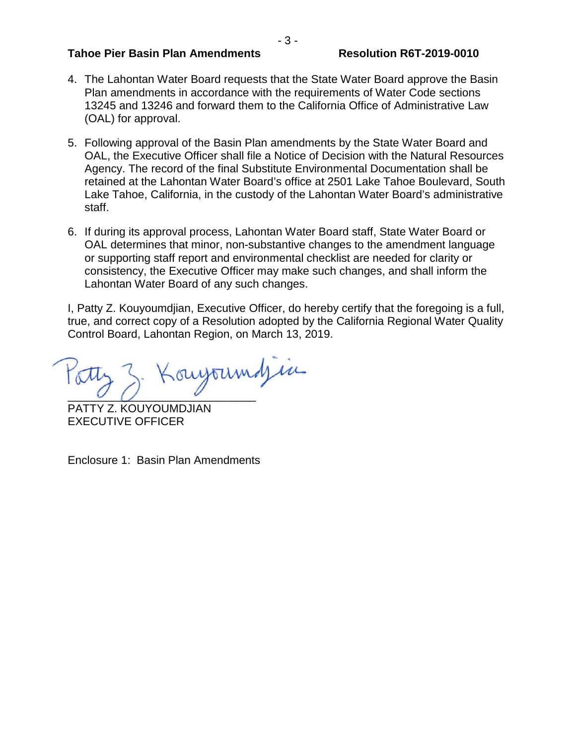4. The Lahontan Water Board requests that the State Water Board approve the Basin Plan amendments in accordance with the requirements of Water Code sections 13245 and 13246 and forward them to the California Office of Administrative Law (OAL) for approval.

5. Following approval of the Basin Plan amendments by the State Water Board and OAL, the Executive Officer shall file a Notice of Decision with the Natural Resources Agency. The record of the final Substitute Environmental Documentation shall be retained at the Lahontan Water Board's office at 2501 Lake Tahoe Boulevard, South Lake Tahoe, California, in the custody of the Lahontan Water Board's administrative staff.

6. If during its approval process, Lahontan Water Board staff, State Water Board or OAL determines that minor, non-substantive changes to the amendment language or supporting staff report and environmental checklist are needed for clarity or consistency, the Executive Officer may make such changes, and shall inform the Lahontan Water Board of any such changes.

I, Patty Z. Kouyoumdjian, Executive Officer, do hereby certify that the foregoing is a full, true, and correct copy of a Resolution adopted by the California Regional Water Quality Control Board, Lahontan Region, on March 13, 2019.

Patty Z. Kouyoumdjian

PATTY Z. KOUYOUMDJIAN
EXECUTIVE OFFICER

Enclosure 1: Basin Plan Amendments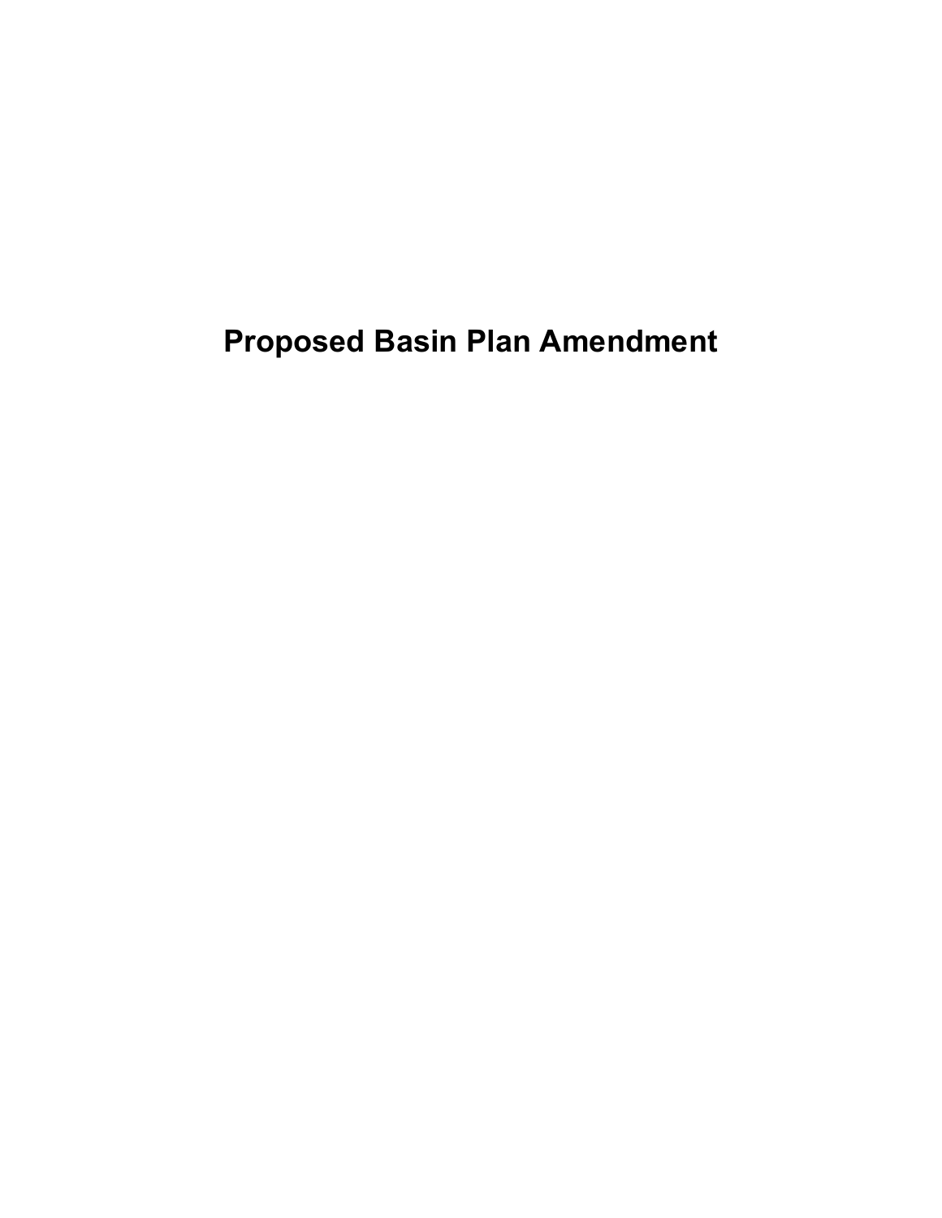# Proposed Basin Plan Amendment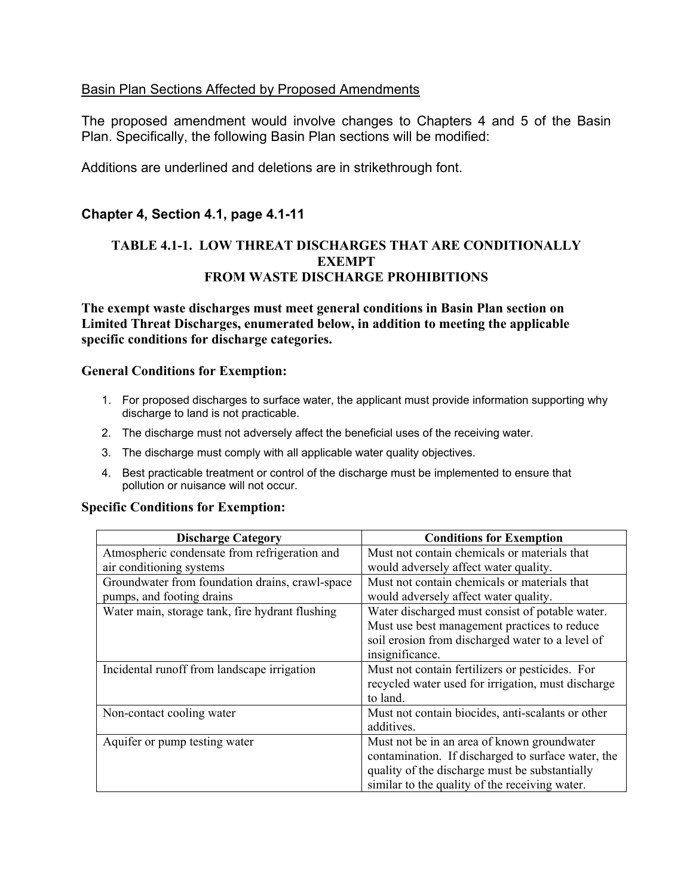Basin Plan Sections Affected by Proposed Amendments

The proposed amendment would involve changes to Chapters 4 and 5 of the Basin Plan. Specifically, the following Basin Plan sections will be modified:

Additions are underlined and deletions are in strikethrough font.

### Chapter 4, Section 4.1, page 4.1-11

**TABLE 4.1-1. LOW THREAT DISCHARGES THAT ARE CONDITIONALLY EXEMPT FROM WASTE DISCHARGE PROHIBITIONS**

**The exempt waste discharges must meet general conditions in Basin Plan section on Limited Threat Discharges, enumerated below, in addition to meeting the applicable specific conditions for discharge categories.**

**General Conditions for Exemption:**

1. For proposed discharges to surface water, the applicant must provide information supporting why discharge to land is not practicable.
2. The discharge must not adversely affect the beneficial uses of the receiving water.
3. The discharge must comply with all applicable water quality objectives.
4. Best practicable treatment or control of the discharge must be implemented to ensure that pollution or nuisance will not occur.

**Specific Conditions for Exemption:**

| Discharge Category | Conditions for Exemption |
|---|---|
| Atmospheric condensate from refrigeration and air conditioning systems | Must not contain chemicals or materials that would adversely affect water quality. |
| Groundwater from foundation drains, crawl-space pumps, and footing drains | Must not contain chemicals or materials that would adversely affect water quality. |
| Water main, storage tank, fire hydrant flushing | Water discharged must consist of potable water. Must use best management practices to reduce soil erosion from discharged water to a level of insignificance. |
| Incidental runoff from landscape irrigation | Must not contain fertilizers or pesticides. For recycled water used for irrigation, must discharge to land. |
| Non-contact cooling water | Must not contain biocides, anti-scalants or other additives. |
| Aquifer or pump testing water | Must not be in an area of known groundwater contamination. If discharged to surface water, the quality of the discharge must be substantially similar to the quality of the receiving water. |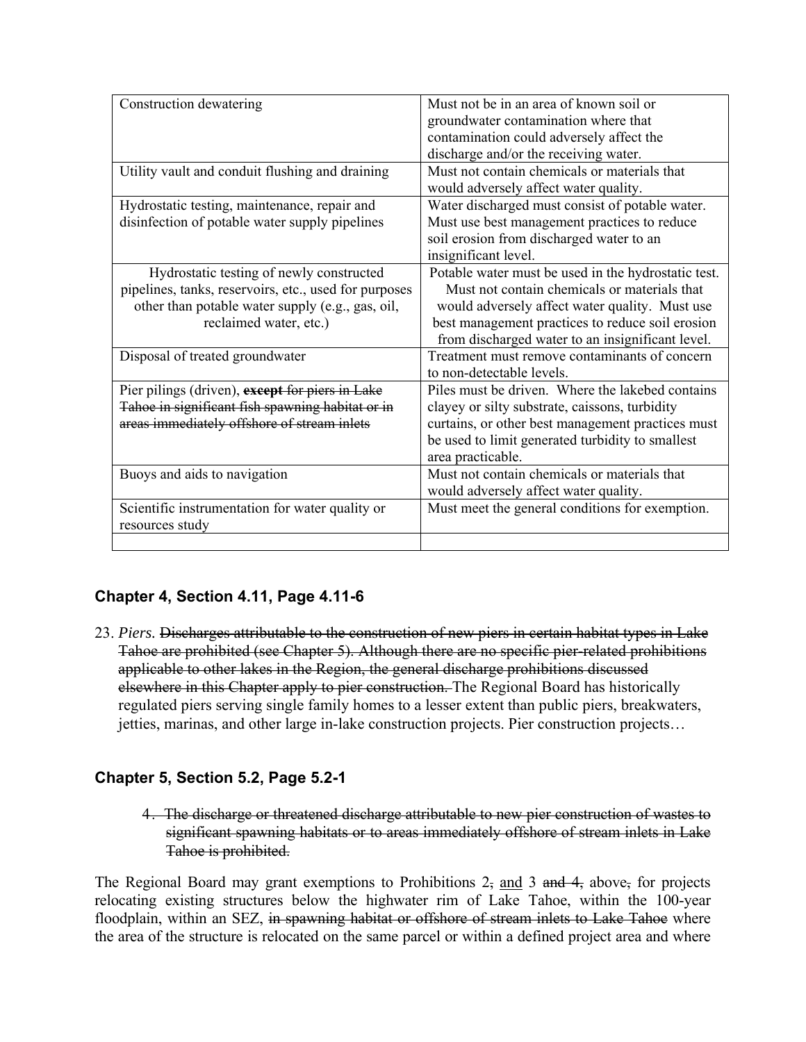| Construction dewatering | Must not be in an area of known soil or groundwater contamination where that contamination could adversely affect the discharge and/or the receiving water. |
|---|---|
| Utility vault and conduit flushing and draining | Must not contain chemicals or materials that would adversely affect water quality. |
| Hydrostatic testing, maintenance, repair and disinfection of potable water supply pipelines | Water discharged must consist of potable water. Must use best management practices to reduce soil erosion from discharged water to an insignificant level. |
| Hydrostatic testing of newly constructed pipelines, tanks, reservoirs, etc., used for purposes other than potable water supply (e.g., gas, oil, reclaimed water, etc.) | Potable water must be used in the hydrostatic test. Must not contain chemicals or materials that would adversely affect water quality. Must use best management practices to reduce soil erosion from discharged water to an insignificant level. |
| Disposal of treated groundwater | Treatment must remove contaminants of concern to non-detectable levels. |
| Pier pilings (driven), ~~**except** for piers in Lake Tahoe in significant fish spawning habitat or in areas immediately offshore of stream inlets~~ | Piles must be driven. Where the lakebed contains clayey or silty substrate, caissons, turbidity curtains, or other best management practices must be used to limit generated turbidity to smallest area practicable. |
| Buoys and aids to navigation | Must not contain chemicals or materials that would adversely affect water quality. |
| Scientific instrumentation for water quality or resources study | Must meet the general conditions for exemption. |
| | |

## Chapter 4, Section 4.11, Page 4.11-6

23. *Piers.* ~~Discharges attributable to the construction of new piers in certain habitat types in Lake Tahoe are prohibited (see Chapter 5). Although there are no specific pier-related prohibitions applicable to other lakes in the Region, the general discharge prohibitions discussed elsewhere in this Chapter apply to pier construction.~~ The Regional Board has historically regulated piers serving single family homes to a lesser extent than public piers, breakwaters, jetties, marinas, and other large in-lake construction projects. Pier construction projects…

## Chapter 5, Section 5.2, Page 5.2-1

4. ~~The discharge or threatened discharge attributable to new pier construction of wastes to significant spawning habitats or to areas immediately offshore of stream inlets in Lake Tahoe is prohibited.~~

The Regional Board may grant exemptions to Prohibitions 2~~,~~ <u>and</u> 3 ~~and 4,~~ above~~,~~ for projects relocating existing structures below the highwater rim of Lake Tahoe, within the 100-year floodplain, within an SEZ, ~~in spawning habitat or offshore of stream inlets to Lake Tahoe~~ where the area of the structure is relocated on the same parcel or within a defined project area and where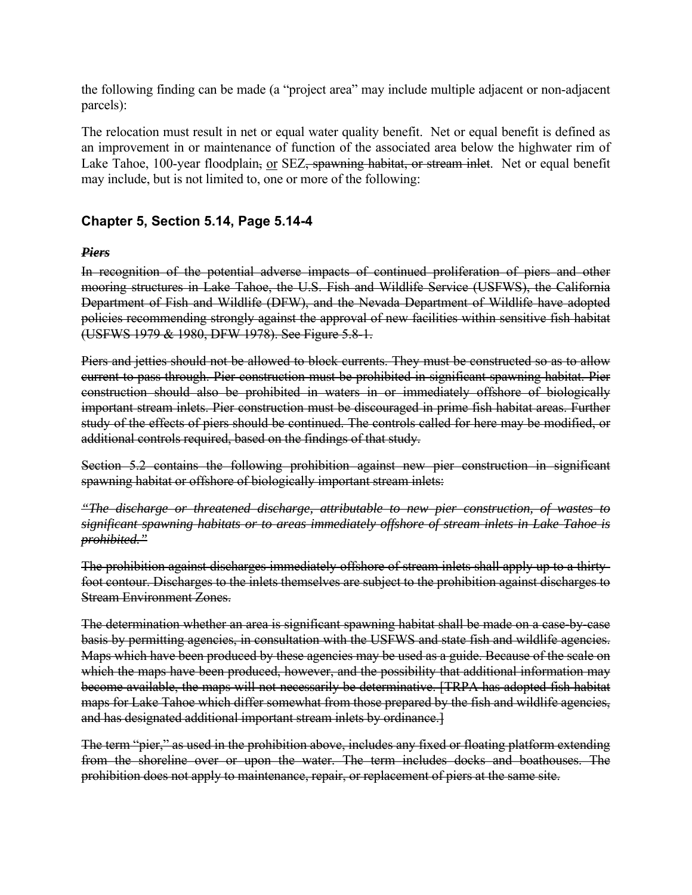the following finding can be made (a “project area” may include multiple adjacent or non-adjacent parcels):

The relocation must result in net or equal water quality benefit. Net or equal benefit is defined as an improvement in or maintenance of function of the associated area below the highwater rim of Lake Tahoe, 100-year floodplain~~,~~ <u>or</u> SEZ~~, spawning habitat, or stream inlet~~. Net or equal benefit may include, but is not limited to, one or more of the following:

### Chapter 5, Section 5.14, Page 5.14-4

~~***Piers***~~

~~In recognition of the potential adverse impacts of continued proliferation of piers and other mooring structures in Lake Tahoe, the U.S. Fish and Wildlife Service (USFWS), the California Department of Fish and Wildlife (DFW), and the Nevada Department of Wildlife have adopted policies recommending strongly against the approval of new facilities within sensitive fish habitat (USFWS 1979 & 1980, DFW 1978). See Figure 5.8-1.~~

~~Piers and jetties should not be allowed to block currents. They must be constructed so as to allow current to pass through. Pier construction must be prohibited in significant spawning habitat. Pier construction should also be prohibited in waters in or immediately offshore of biologically important stream inlets. Pier construction must be discouraged in prime fish habitat areas. Further study of the effects of piers should be continued. The controls called for here may be modified, or additional controls required, based on the findings of that study.~~

~~Section 5.2 contains the following prohibition against new pier construction in significant spawning habitat or offshore of biologically important stream inlets:~~

~~*“The discharge or threatened discharge, attributable to new pier construction, of wastes to significant spawning habitats or to areas immediately offshore of stream inlets in Lake Tahoe is prohibited.”*~~

~~The prohibition against discharges immediately offshore of stream inlets shall apply up to a thirty-foot contour. Discharges to the inlets themselves are subject to the prohibition against discharges to Stream Environment Zones.~~

~~The determination whether an area is significant spawning habitat shall be made on a case-by-case basis by permitting agencies, in consultation with the USFWS and state fish and wildlife agencies. Maps which have been produced by these agencies may be used as a guide. Because of the scale on which the maps have been produced, however, and the possibility that additional information may become available, the maps will not necessarily be determinative. [TRPA has adopted fish habitat maps for Lake Tahoe which differ somewhat from those prepared by the fish and wildlife agencies, and has designated additional important stream inlets by ordinance.]~~

~~The term “pier,” as used in the prohibition above, includes any fixed or floating platform extending from the shoreline over or upon the water. The term includes docks and boathouses. The prohibition does not apply to maintenance, repair, or replacement of piers at the same site.~~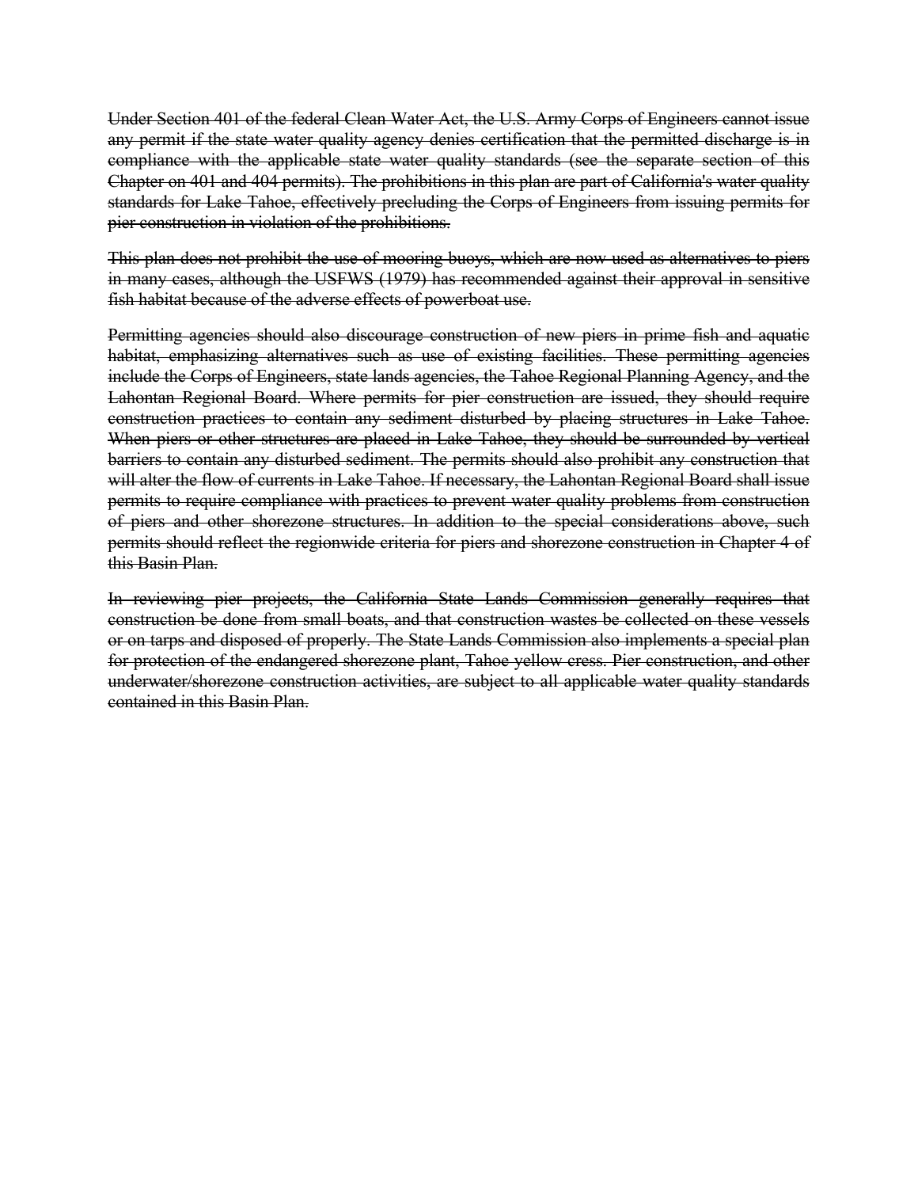~~Under Section 401 of the federal Clean Water Act, the U.S. Army Corps of Engineers cannot issue any permit if the state water quality agency denies certification that the permitted discharge is in compliance with the applicable state water quality standards (see the separate section of this Chapter on 401 and 404 permits). The prohibitions in this plan are part of California's water quality standards for Lake Tahoe, effectively precluding the Corps of Engineers from issuing permits for pier construction in violation of the prohibitions.~~

~~This plan does not prohibit the use of mooring buoys, which are now used as alternatives to piers in many cases, although the USFWS (1979) has recommended against their approval in sensitive fish habitat because of the adverse effects of powerboat use.~~

~~Permitting agencies should also discourage construction of new piers in prime fish and aquatic habitat, emphasizing alternatives such as use of existing facilities. These permitting agencies include the Corps of Engineers, state lands agencies, the Tahoe Regional Planning Agency, and the Lahontan Regional Board. Where permits for pier construction are issued, they should require construction practices to contain any sediment disturbed by placing structures in Lake Tahoe. When piers or other structures are placed in Lake Tahoe, they should be surrounded by vertical barriers to contain any disturbed sediment. The permits should also prohibit any construction that will alter the flow of currents in Lake Tahoe. If necessary, the Lahontan Regional Board shall issue permits to require compliance with practices to prevent water quality problems from construction of piers and other shorezone structures. In addition to the special considerations above, such permits should reflect the regionwide criteria for piers and shorezone construction in Chapter 4 of this Basin Plan.~~

~~In reviewing pier projects, the California State Lands Commission generally requires that construction be done from small boats, and that construction wastes be collected on these vessels or on tarps and disposed of properly. The State Lands Commission also implements a special plan for protection of the endangered shorezone plant, Tahoe yellow cress. Pier construction, and other underwater/shorezone construction activities, are subject to all applicable water quality standards contained in this Basin Plan.~~